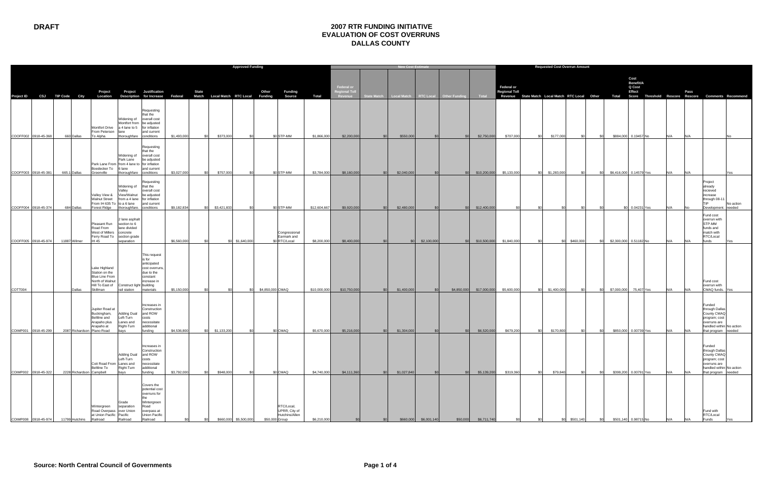**DRAFT**

# 2007 RTR FUNDING INITIATIVE
## EVALUATION OF COST OVERRUNS
## DALLAS COUNTY

| | | | | | | | Approved Funding | | | | | | | | | New Cost Estimate | | | | | | Requested Cost Overrun Amount | | | | | | | | | | | | |
|---|---|---|---|---|---|---|---|---|---|---|---|---|---|---|---|---|---|---|---|---|---|---|---|---|---|---|---|---|---|---|---|---|---|---|
| Project ID | CSJ | TIP Code | City | Project Location | Project Description | Justification for Increase | Federal | State Match | Local Match | RTC Local | Other Funding | Funding Source | Total | Federal or Regional Toll Revenue | State Match | Local Match | RTC Local | Other Funding | Total | Federal or Regional Toll Revenue | State Match | Local Match | RTC Local | Other | Total | Cost Benefit/A Q Cost Effect Score | Threshold | Rescore | Pass Rescore | Comments | Recommend |
| COOFF002 | 0918-45-368 | 660 | Dallas | Montfort Drive From Peterson To Alpha | Widening of Montfort from a 4 lane to 5 lane thoroughfare | Requesting that the overall cost be adjusted for inflation and current conditions | $1,493,000 | $0 | $373,000 | $0 | | $0 STP-MM | $1,866,000 | $2,200,000 | $0 | $550,000 | $0 | $0 | $2,750,000 | $707,000 | $0 | $177,000 | $0 | $0 | $884,000 | 0.19457 | No | N/A | N/A | | No |
| COOFF003 | 0918-45-381 | 665.1 | Dallas | Park Lane From Boedecker To Greenville | Widening of Park Lane from 4 lane to 6 lane thoroughfare | Requesting that the overall cost be adjusted for inflation and current conditions | $3,027,000 | $0 | $757,000 | $0 | | $0 STP-MM | $3,784,000 | $8,160,000 | $0 | $2,040,000 | $0 | $0 | $10,200,000 | $5,133,000 | $0 | $1,283,000 | $0 | $0 | $6,416,000 | 0.14579 | Yes | N/A | N/A | | Yes |
| COOFF004 | 0918-45-374 | 684 | Dallas | Valley View & Walnut Street From IH 635 To Forest Ridge | Widening of Valley View/Walnut from a 4 lane to a 6 lane thoroughfare. | Requesting that the overall cost be adjusted for inflation and current conditions | $9,182,834 | $0 | $3,421,833 | $0 | | $0 STP-MM | $12,604,667 | $9,920,000 | $0 | $2,480,000 | $0 | $0 | $12,400,000 | $0 | $0 | $0 | $0 | $0 | $0 | 0.04231 | Yes | N/A | No | Project already recieved increase through 08-11 TIP Development. | No action needed |
| COOFF005 | 0918-45-974 | 11887 | Wilmer | Pleasant Run Road From West of Millers Ferry Road To IH 45 | 2 lane asphalt section to 6 lane divided concrete section grade separation | | $6,560,000 | $0 | $0 | $1,640,000 | | $0 Congressional Earmark and RTC/Local | $8,200,000 | $8,400,000 | $0 | $0 | $2,100,000 | $0 | $10,500,000 | $1,840,000 | $0 | $0 | $460,000 | $0 | $2,300,000 | 0.51182 | No | N/A | N/A | Fund cost overrun with STP-MM funds and match with RTC/Local funds | Yes |
| COTT004 | | | Dallas | Lake Highland Station on the Blue Line From North of Walnut Hill To East of Skillman | Construct light rail station | This request is for anticipated cost overruns, due to the constant increase in building materials | $5,150,000 | $0 | $0 | $0 | $4,850,000 | CMAQ | $10,000,000 | $10,750,000 | $0 | $1,400,000 | $0 | $4,850,000 | $17,000,000 | $5,600,000 | $0 | $1,400,000 | $0 | $0 | $7,000,000 | 75,407 | Yes | N/A | N/A | Fund cost overrun with CMAQ funds. | Yes |
| COIMP001 | 0918-45-299 | 2087 | Richardson | Jupiter Road at Buckingham, Beltline and Arapaho plus Arapaho at Plano Road | Adding Dual Left-Turn Lanes and Right-Turn bays | Increases in Construction and ROW costs necessitate additional funding | $4,536,800 | $0 | $1,133,200 | $0 | | $0 CMAQ | $5,670,000 | $5,216,000 | $0 | $1,304,000 | $0 | $0 | $6,520,000 | $679,200 | $0 | $170,800 | $0 | $0 | $850,000 | 0.00739 | Yes | N/A | N/A | Funded through Dallas County CMAQ program; cost overruns are handled within that program | No action needed |
| COIMP002 | 0918-45-322 | 2228 | Richardson | Coit Road From Beltline To Campbell | Adding Dual Left-Turn Lanes and Right-Turn bays | Increases in Construction and ROW costs necessitate additional funding | $3,792,000 | $0 | $948,000 | $0 | | $0 CMAQ | $4,740,000 | $4,111,360 | $0 | $1,027,840 | $0 | $0 | $5,139,200 | $319,360 | $0 | $79,840 | $0 | $0 | $399,200 | 0.00791 | Yes | N/A | N/A | Funded through Dallas County CMAQ program; cost overruns are handled within that program | No action needed |
| COIMP008 | 0918-45-974 | 11799 | Hutchins | Wintergreen Road Overpass at Union Pacific Railroad | Grade separation over Union Pacific Railroad | Covers the potential cost overruns for the Wintergreen Road overpass at Union Pacific Railroad | $0 | $0 | $660,000 | $5,500,000 | $50,000 | RTC/Local, UPRR, City of Hutchins/Allen Group | $6,210,000 | $0 | $0 | $660,000 | $6,001,140 | $50,000 | $6,711,740 | $0 | $0 | $0 | $501,140 | $0 | $501,140 | 0.98715 | No | N/A | N/A | Fund with RTC/Local Funds | Yes |

**Source: North Central Council of Governments**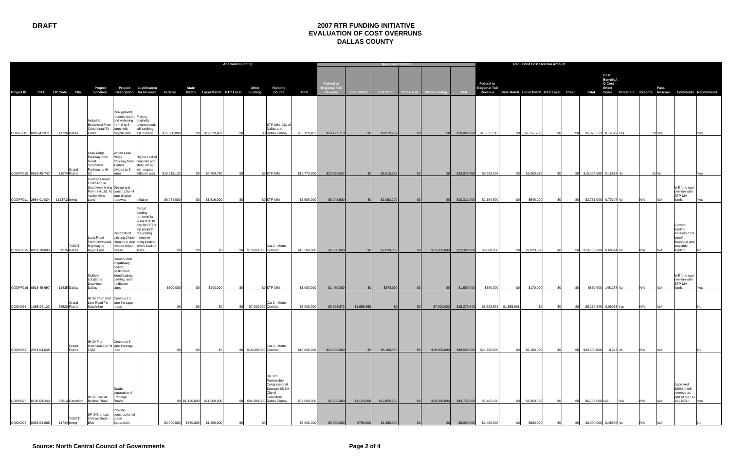**DRAFT**

# 2007 RTR FUNDING INITIATIVE
## EVALUATION OF COST OVERRUNS
## DALLAS COUNTY

| | | | | | | | | | | | | | | | Approved Funding | | | | | New Cost Estimate | | | | Requested Cost Overrun Amount | | | | | | | | | | | |
|---|---|---|---|---|---|---|---|---|---|---|---|---|---|---|---|---|---|---|---|---|---|---|---|---|---|---|---|---|---|---|---|---|---|---|---|
| Project ID | CSJ | TIP Code | City | Project Location | Project Description | Justification for Increase | Federal | State Match | Local Match | RTC Local | Other Funding | Funding Source | Total | Federal or Regional Toll Revenue | State Match | Local Match | RTC Local | Other Funding | Total | Federal or Regional Toll Revenue | State Match | Local Match | RTC Local | Other | Total | Cost Benefit/A Q Cost Effect Score | Threshold | Rescore | Pass Rescore | Comments | Recommend |
| COOFF001 | 0918-47-971 | 11726 | Dallas | Industrial Boulevard From Continental To Cadiz | Realignment, reconstruction, and widening from 6 to 8 lanes with bicycle lane | Project originally underfunded, still seeking full funding | $15,500,000 | $0 | $17,629,487 | $0 | $0 | STP-MM; City of Dallas and Dallas County | $33,129,487 | $29,127,713 | $0 | $9,872,287 | $0 | $0 | $39,000,000 | $13,627,713 | $0 | ($7,757,200) | $0 | $0 | $5,870,513 | 0.14379 | Yes | | 19 Yes | | Yes |
| COOFF010 | 0918-45-747 | 11074 | Grand Prairie | Lake Ridge Parkway from Great Southwest Parkway to IH 20 | Widen Lake Ridge Parkway from 4 lanes divided to 6 lanes | Higher cost of concrete and steel, along with regular inflation cost | $15,019,120 | $0 | $3,754,780 | $0 | $0 | STP-MM | $18,773,900 | $23,263,024 | $0 | $5,815,756 | $0 | $0 | $29,078,780 | $8,243,904 | $0 | $2,060,976 | $0 | $0 | $10,304,880 | 0.15613 | No | | 31 No | | Yes |
| COOFF011 | 2964-01-024 | 11237.2 | Irving | Conflans Road Extension in Southwest Irving From SH 161 To Valley View Lane | Design and construction 4 lane divided roadway | Inflation | $6,064,000 | $0 | $1,516,000 | $0 | $0 | STP-MM | $7,580,000 | $8,248,800 | $0 | $2,062,200 | $0 | $0 | $10,311,000 | $2,184,800 | $0 | $546,200 | $0 | $0 | $2,731,000 | 0.70297 | No | N/A | N/A | Will fund cost overrun with STP-MM funds | Yes |
| COOFF015 | 8037-18-003 | 51276 | TxDOT-Dallas | Luna Road From Northwest Highway to Royal Lane | Reconstruct existing 2 lane Rural to 6 lane divided urban facility | Partial funding removed in 2004 UTP to pay for RTC's top projects, requesting money to bring funding levels back to 100% | $0 | $0 | $0 | $0 | $13,200,000 | Cat 2 - Metro Corridor | $13,200,000 | $8,080,000 | $0 | $2,020,000 | $0 | $13,200,000 | $23,300,000 | $8,080,000 | $0 | $2,020,000 | $0 | $0 | $10,100,000 | 0.60074 | No | N/A | N/A | Current funding exceeds cost benefit threshold and available funding | No |
| COOFF016 | 0918-45-697 | 11435 | Dallas | Multiple Locations Downtown Dallas | Construction of gateway, district, destination, identification, parking, and trailblazer signs | | $800,000 | $0 | $200,000 | $0 | $0 | STP-MM | $1,000,000 | $1,480,000 | $0 | $370,000 | $0 | $0 | $1,850,000 | $680,000 | $0 | $170,000 | $0 | $0 | $850,000 | 148.237 | No | N/A | N/A | Will fund cost overrun with STP-MM funds | Yes |
| COON066 | 1068-04-122 | 52520 | Grand Prairie | IH 30 From Belt Line Road To MacArthur | Construct 3 lane frontage roads | | $0 | $0 | $0 | $0 | $7,000,000 | Cat 2 - Metro Corridor | $7,000,000 | $6,623,872 | $1,655,968 | $0 | $0 | $7,000,000 | $15,279,840 | $6,623,872 | $1,655,968 | $0 | $0 | $0 | $8,279,840 | 0.06083 | Yes | N/A | N/A | | No |
| COON067 | 2374-04-049 | | Grand Prairie | IH 20 From Robinson To FM 1382 | Construct 3 lane frontage road | | $0 | $0 | $0 | $0 | $16,000,000 | Cat 2 - Metro Corridor | $16,000,000 | $24,400,000 | $0 | $6,100,000 | $0 | $16,000,000 | $46,500,000 | $24,400,000 | $0 | $6,100,000 | $0 | $0 | $30,500,000 | 0.223 | No | N/A | N/A | | No |
| COON076 | 0196-03-240 | 52514 | Carrollton | IH 35 East at Beltline Road | Grade separation of Frontage Roads | | $0 | $1,120,000 | $11,500,000 | $0 | $24,380,000 | SH 121 Partnership; Congressional Earmark $5.6M; City of Carrollton; Dallas County | $37,000,000 | $5,402,400 | $1,120,000 | $12,850,600 | $0 | $24,380,000 | $43,753,000 | $5,402,400 | $0 | $1,350,600 | $0 | $0 | $6,753,000 | N/A | N/A | N/A | N/A | Approved $20M in toll revenue as part of the SH 121 MOU | Yes |
| COON026 | 0353-04-088 | 11744 | TxDOT/ Irving | SP 348 at Las Colinas South Blvd | Provide construction of grade Separation | | $3,000,000 | $750,000 | $1,250,000 | $0 | $0 | | $5,000,000 | $5,800,000 | $750,000 | $1,450,000 | $0 | $0 | $8,000,000 | $2,400,000 | $0 | $600,000 | $0 | $0 | $3,000,000 | 0.48586 | No | N/A | N/A | | No |

**Source: North Central Council of Governments**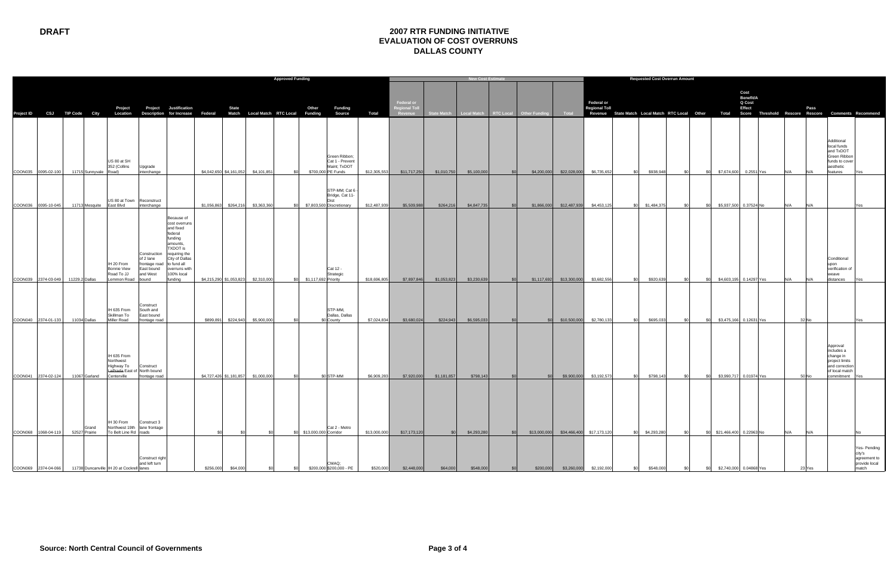**DRAFT**

# 2007 RTR FUNDING INITIATIVE
## EVALUATION OF COST OVERRUNS
## DALLAS COUNTY

| | | | | | | | Approved Funding | | | | | | | | New Cost Estimate | | | | | | Requested Cost Overrun Amount | | | | | | | | | | | | |
|---|---|---|---|---|---|---|---|---|---|---|---|---|---|---|---|---|---|---|---|---|---|---|---|---|---|---|---|---|---|---|---|---|---|
| Project ID | CSJ | TIP Code | City | Project Location | Project Description | Justification for Increase | Federal | State Match | Local Match | RTC Local | Other Funding | Funding Source | Total | Federal or Regional Toll Revenue | State Match | Local Match | RTC Local | Other Funding | Total | Federal or Regional Toll Revenue | State Match | Local Match | RTC Local | Other | Total | Cost Benefit/A Q Cost Effect Score | Threshold | Rescore | Pass Rescore | Comments | Recommend |
| COON035 | 0095-02-100 | 11715 | Sunnyvale | US 80 at SH 352 (Collins Road) | Upgrade interchange | | $4,042,650 | $4,161,052 | $4,101,851 | $0 | $700,000 | Green Ribbon; Cat 1 - Prevent Maint; TxDOT PE Funds | $12,305,553 | $11,717,250 | $1,010,750 | $5,100,000 | $0 | $4,200,000 | $22,028,000 | $6,735,652 | $0 | $938,948 | $0 | $0 | $7,674,600 | 0.2551 | Yes | N/A | N/A | Additional local funds and TxDOT Green Ribbon funds to cover aesthetic features | Yes |
| COON036 | 0095-10-045 | 11713 | Mesquite | US 80 at Town East Blvd | Reconstruct interchange | | $1,056,863 | $264,216 | $3,363,360 | $0 | $7,803,500 | STP-MM; Cat 6 - Bridge, Cat 11- Dist Discretionary | $12,487,939 | $5,509,988 | $264,216 | $4,847,735 | $0 | $1,866,000 | $12,487,939 | $4,453,125 | $0 | $1,484,375 | $0 | $0 | $5,937,500 | 0.37524 | No | N/A | N/A | | Yes |
| COON039 | 2374-03-049 | 11229.2 | Dallas | IH 20 From Bonnie View Road To JJ Lemmon Road | Construction of 2 lane frontage road East bound and West bound | Because of cost overruns and fixed federal funding amounts, TXDOT is requiring the City of Dallas to fund all overruns with 100% local funding | $4,215,290 | $1,053,823 | $2,310,000 | $0 | $1,117,692 | Cat 12 - Strategic Priority | $18,696,805 | $7,897,846 | $1,053,823 | $3,230,639 | $0 | $1,117,692 | $13,300,000 | $3,682,556 | $0 | $920,639 | $0 | $0 | $4,603,195 | 0.14297 | Yes | N/A | N/A | Conditional upon verification of weave distances | Yes |
| COON040 | 2374-01-133 | 11034 | Dallas | IH 635 From Skillman To Miller Road | Construct South and East bound frontage road | | $899,891 | $224,943 | $5,900,000 | $0 | $0 | STP-MM, Dallas, Dallas County | $7,024,834 | $3,680,024 | $224,943 | $6,595,033 | $0 | $0 | $10,500,000 | $2,780,133 | $0 | $695,033 | $0 | $0 | $3,475,166 | 0.12631 | Yes | | 32 No | | Yes |
| COON041 | 2374-02-124 | 11067 | Garland | IH 635 From Northwest Highway To LaPrada East of Centerville | Construct North bound frontage road | | $4,727,426 | $1,181,857 | $1,000,000 | $0 | | $0 STP-MM | $6,909,283 | $7,920,000 | $1,181,857 | $798,143 | $0 | $0 | $9,900,000 | $3,192,573 | $0 | $798,143 | $0 | $0 | $3,990,717 | 0.01974 | Yes | | 50 No | Approval includes a change in project limits and correction of local match commitment | Yes |
| COON068 | 1068-04-119 | 52527 | Grand Prairie | IH 30 From Northwest 19th To Belt Line Rd | Construct 3 lane frontage roads | | $0 | $0 | $0 | $0 | $13,000,000 | Cat 2 - Metro Corridor | $13,000,000 | $17,173,120 | $0 | $4,293,280 | $0 | $13,000,000 | $34,466,400 | $17,173,120 | $0 | $4,293,280 | $0 | $0 | $21,466,400 | 0.22963 | No | N/A | N/A | | No |
| COON069 | 2374-04-066 | 11738 | Duncanville | IH 20 at Cockrell | Construct right and left turn lanes | | $256,000 | $64,000 | $0 | $0 | $200,000 | CMAQ; $200,000 - PE | $520,000 | $2,448,000 | $64,000 | $548,000 | $0 | $200,000 | $3,260,000 | $2,192,000 | $0 | $548,000 | $0 | $0 | $2,740,000 | 0.04868 | Yes | | 23 Yes | | Yes- Pending city's agreement to provide local match |

**Source: North Central Council of Governments**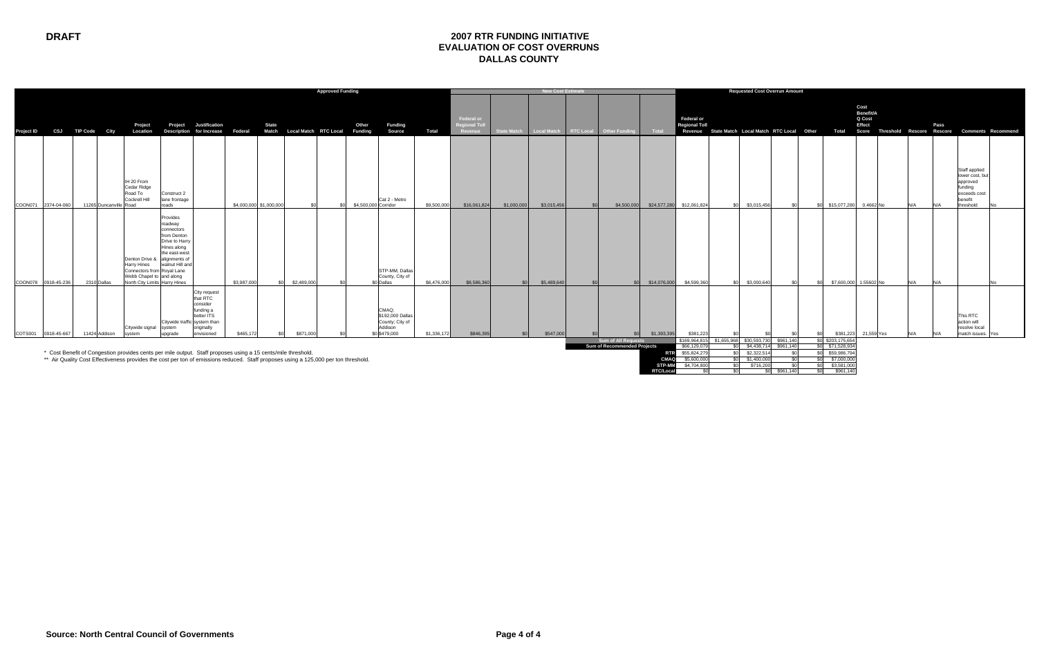**DRAFT**

# 2007 RTR FUNDING INITIATIVE
## EVALUATION OF COST OVERRUNS
## DALLAS COUNTY

| | | | | | | | Approved Funding | | | | | | | | New Cost Estimate | | | | | | Requested Cost Overrun Amount | | | | | | | | | | | | |
|---|---|---|---|---|---|---|---|---|---|---|---|---|---|---|---|---|---|---|---|---|---|---|---|---|---|---|---|---|---|---|---|---|---|
| Project ID | CSJ | TIP Code | City | Project Location | Project Description | Justification for Increase | Federal | State Match | Local Match | RTC Local | Other Funding | Funding Source | Total | Federal or Regional Toll Revenue | State Match | Local Match | RTC Local | Other Funding | Total | Federal or Regional Toll Revenue | State Match | Local Match | RTC Local | Other | Total | Cost Benefit/A Q Cost Effect Score | Threshold | Rescore | Pass Rescore | Comments | Recommend |
| COON071 | 2374-04-060 | 11265 | Duncanville | IH 20 From Cedar Ridge Road To Cockrell Hill Road | Construct 2 lane frontage roads | | $4,000,000 | $1,000,000 | $0 | $0 | $4,500,000 | Cat 2 - Metro Corridor | $9,500,000 | $16,061,824 | $1,000,000 | $3,015,456 | $0 | $4,500,000 | $24,577,280 | $12,061,824 | $0 | $3,015,456 | $0 | $0 | $15,077,280 | 0.4662 | No | N/A | N/A | Staff applied lower cost, but approved funding exceeds cost benefit threshold | No |
| COON078 | 0918-45-236 | 2310 | Dallas | Denton Drive & Harry Hines Connectors from Webb Chapel to North City Limits | Provides roadway connectors from Denton Drive to Harry Hines along the east-west alignments of walnut Hill and Royal Lane and along Harry Hines | | $3,987,000 | $0 | $2,489,000 | $0 | $0 | STP-MM, Dallas County, City of Dallas | $6,476,000 | $8,586,360 | $0 | $5,489,640 | $0 | $0 | $14,076,000 | $4,599,360 | $0 | $3,000,640 | $0 | $0 | $7,600,000 | 1.5602 | No | N/A | N/A | | No |
| COTS001 | 0918-45-667 | 11424 | Addison | Citywide signal system | Citywide traffic system upgrade | City request that RTC consider funding a better ITS system than originally envisioned | $465,172 | $0 | $871,000 | $0 | $0 | CMAQ; $192,000 Dallas County; City of Addison $479,000 | $1,336,172 | $846,395 | $0 | $547,000 | $0 | $0 | $1,393,395 | $381,223 | $0 | $0 | $0 | $0 | $381,223 | 21.559 | Yes | N/A | N/A | This RTC action will resolve local match issues. | Yes |

| | Federal or Regional Toll Revenue | State Match | Local Match | RTC Local | Other | Total |
|---|---|---|---|---|---|---|
| Sum of All Requests | $169,964,815 | $1,655,968 | $30,593,730 | $961,140 | $0 | $203,175,654 |
| Sum of Recommended Projects | $66,129,079 | $0 | $4,438,714 | $961,140 | $0 | $71,528,934 |
| RTR | $55,824,279 | $0 | $2,322,514 | $0 | $0 | $59,986,794 |
| CMAQ | $5,600,000 | $0 | $1,400,000 | $0 | $0 | $7,000,000 |
| STP-MM | $4,704,800 | $0 | $716,200 | $0 | $0 | $3,581,000 |
| RTC/Local | $0 | $0 | $0 | $961,140 | $0 | $961,140 |

\* Cost Benefit of Congestion provides cents per mile output. Staff proposes using a 15 cents/mile threshold.

\*\* Air Quality Cost Effectiveness provides the cost per ton of emissions reduced. Staff proposes using a 125,000 per ton threshold.

**Source: North Central Council of Governments**